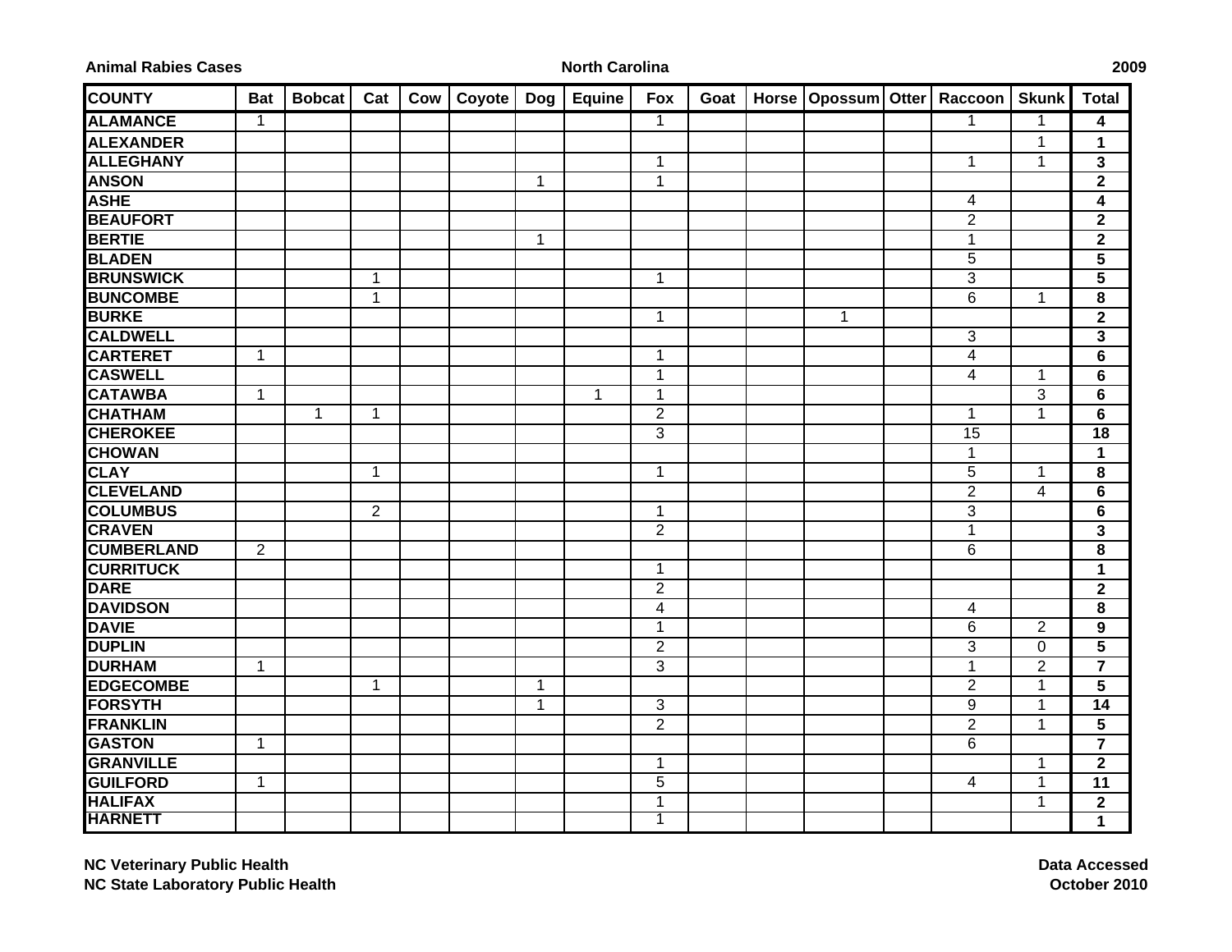**Animal Rabies Cases** **North Carolina** **2009**

| COUNTY | Bat | Bobcat | Cat | Cow | Coyote | Dog | Equine | Fox | Goat | Horse | Opossum | Otter | Raccoon | Skunk | Total |
|---|---|---|---|---|---|---|---|---|---|---|---|---|---|---|---|
| ALAMANCE | 1 | | | | | | | 1 | | | | | 1 | 1 | 4 |
| ALEXANDER | | | | | | | | | | | | | | 1 | 1 |
| ALLEGHANY | | | | | | | | 1 | | | | | 1 | 1 | 3 |
| ANSON | | | | | | 1 | | 1 | | | | | | | 2 |
| ASHE | | | | | | | | | | | | | 4 | | 4 |
| BEAUFORT | | | | | | | | | | | | | 2 | | 2 |
| BERTIE | | | | | | 1 | | | | | | | 1 | | 2 |
| BLADEN | | | | | | | | | | | | | 5 | | 5 |
| BRUNSWICK | | | 1 | | | | | 1 | | | | | 3 | | 5 |
| BUNCOMBE | | | 1 | | | | | | | | | | 6 | 1 | 8 |
| BURKE | | | | | | | | 1 | | | 1 | | | | 2 |
| CALDWELL | | | | | | | | | | | | | 3 | | 3 |
| CARTERET | 1 | | | | | | | 1 | | | | | 4 | | 6 |
| CASWELL | | | | | | | | 1 | | | | | 4 | 1 | 6 |
| CATAWBA | 1 | | | | | | 1 | 1 | | | | | | 3 | 6 |
| CHATHAM | | 1 | 1 | | | | | 2 | | | | | 1 | 1 | 6 |
| CHEROKEE | | | | | | | | 3 | | | | | 15 | | 18 |
| CHOWAN | | | | | | | | | | | | | 1 | | 1 |
| CLAY | | | 1 | | | | | 1 | | | | | 5 | 1 | 8 |
| CLEVELAND | | | | | | | | | | | | | 2 | 4 | 6 |
| COLUMBUS | | | 2 | | | | | 1 | | | | | 3 | | 6 |
| CRAVEN | | | | | | | | 2 | | | | | 1 | | 3 |
| CUMBERLAND | 2 | | | | | | | | | | | | 6 | | 8 |
| CURRITUCK | | | | | | | | 1 | | | | | | | 1 |
| DARE | | | | | | | | 2 | | | | | | | 2 |
| DAVIDSON | | | | | | | | 4 | | | | | 4 | | 8 |
| DAVIE | | | | | | | | 1 | | | | | 6 | 2 | 9 |
| DUPLIN | | | | | | | | 2 | | | | | 3 | 0 | 5 |
| DURHAM | 1 | | | | | | | 3 | | | | | 1 | 2 | 7 |
| EDGECOMBE | | | 1 | | | 1 | | | | | | | 2 | 1 | 5 |
| FORSYTH | | | | | | 1 | | 3 | | | | | 9 | 1 | 14 |
| FRANKLIN | | | | | | | | 2 | | | | | 2 | 1 | 5 |
| GASTON | 1 | | | | | | | | | | | | 6 | | 7 |
| GRANVILLE | | | | | | | | 1 | | | | | | 1 | 2 |
| GUILFORD | 1 | | | | | | | 5 | | | | | 4 | 1 | 11 |
| HALIFAX | | | | | | | | 1 | | | | | | 1 | 2 |
| HARNETT | | | | | | | | 1 | | | | | | | 1 |

**NC Veterinary Public Health**
**NC State Laboratory Public Health**

**Data Accessed**
**October 2010**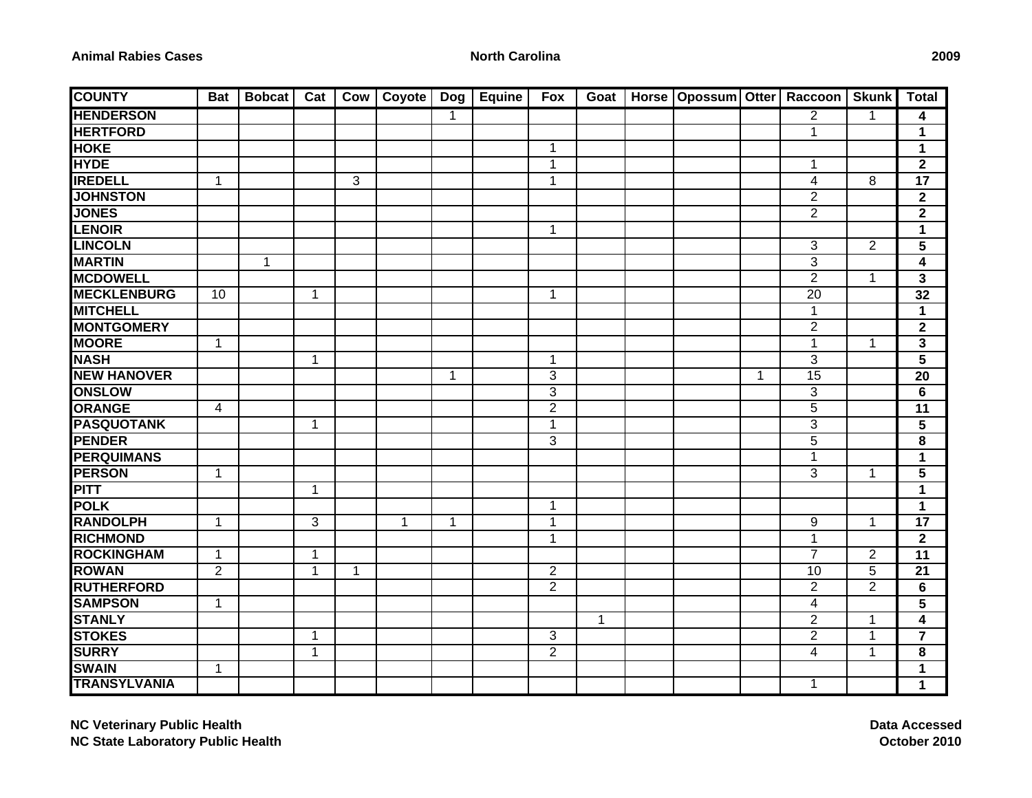**Animal Rabies Cases** **North Carolina** **2009**

| COUNTY | Bat | Bobcat | Cat | Cow | Coyote | Dog | Equine | Fox | Goat | Horse | Opossum | Otter | Raccoon | Skunk | Total |
|---|---|---|---|---|---|---|---|---|---|---|---|---|---|---|---|
| HENDERSON | | | | | | 1 | | | | | | | 2 | 1 | 4 |
| HERTFORD | | | | | | | | | | | | | 1 | | 1 |
| HOKE | | | | | | | | 1 | | | | | | | 1 |
| HYDE | | | | | | | | 1 | | | | | 1 | | 2 |
| IREDELL | 1 | | | 3 | | | | 1 | | | | | 4 | 8 | 17 |
| JOHNSTON | | | | | | | | | | | | | 2 | | 2 |
| JONES | | | | | | | | | | | | | 2 | | 2 |
| LENOIR | | | | | | | | 1 | | | | | | | 1 |
| LINCOLN | | | | | | | | | | | | | 3 | 2 | 5 |
| MARTIN | | 1 | | | | | | | | | | | 3 | | 4 |
| MCDOWELL | | | | | | | | | | | | | 2 | 1 | 3 |
| MECKLENBURG | 10 | | 1 | | | | | 1 | | | | | 20 | | 32 |
| MITCHELL | | | | | | | | | | | | | 1 | | 1 |
| MONTGOMERY | | | | | | | | | | | | | 2 | | 2 |
| MOORE | 1 | | | | | | | | | | | | 1 | 1 | 3 |
| NASH | | | 1 | | | | | 1 | | | | | 3 | | 5 |
| NEW HANOVER | | | | | | 1 | | 3 | | | | 1 | 15 | | 20 |
| ONSLOW | | | | | | | | 3 | | | | | 3 | | 6 |
| ORANGE | 4 | | | | | | | 2 | | | | | 5 | | 11 |
| PASQUOTANK | | | 1 | | | | | 1 | | | | | 3 | | 5 |
| PENDER | | | | | | | | 3 | | | | | 5 | | 8 |
| PERQUIMANS | | | | | | | | | | | | | 1 | | 1 |
| PERSON | 1 | | | | | | | | | | | | 3 | 1 | 5 |
| PITT | | | 1 | | | | | | | | | | | | 1 |
| POLK | | | | | | | | 1 | | | | | | | 1 |
| RANDOLPH | 1 | | 3 | | 1 | 1 | | 1 | | | | | 9 | 1 | 17 |
| RICHMOND | | | | | | | | 1 | | | | | 1 | | 2 |
| ROCKINGHAM | 1 | | 1 | | | | | | | | | | 7 | 2 | 11 |
| ROWAN | 2 | | 1 | 1 | | | | 2 | | | | | 10 | 5 | 21 |
| RUTHERFORD | | | | | | | | 2 | | | | | 2 | 2 | 6 |
| SAMPSON | 1 | | | | | | | | | | | | 4 | | 5 |
| STANLY | | | | | | | | | 1 | | | | 2 | 1 | 4 |
| STOKES | | | 1 | | | | | 3 | | | | | 2 | 1 | 7 |
| SURRY | | | 1 | | | | | 2 | | | | | 4 | 1 | 8 |
| SWAIN | 1 | | | | | | | | | | | | | | 1 |
| TRANSYLVANIA | | | | | | | | | | | | | 1 | | 1 |

**NC Veterinary Public Health**
**NC State Laboratory Public Health**

**Data Accessed**
**October 2010**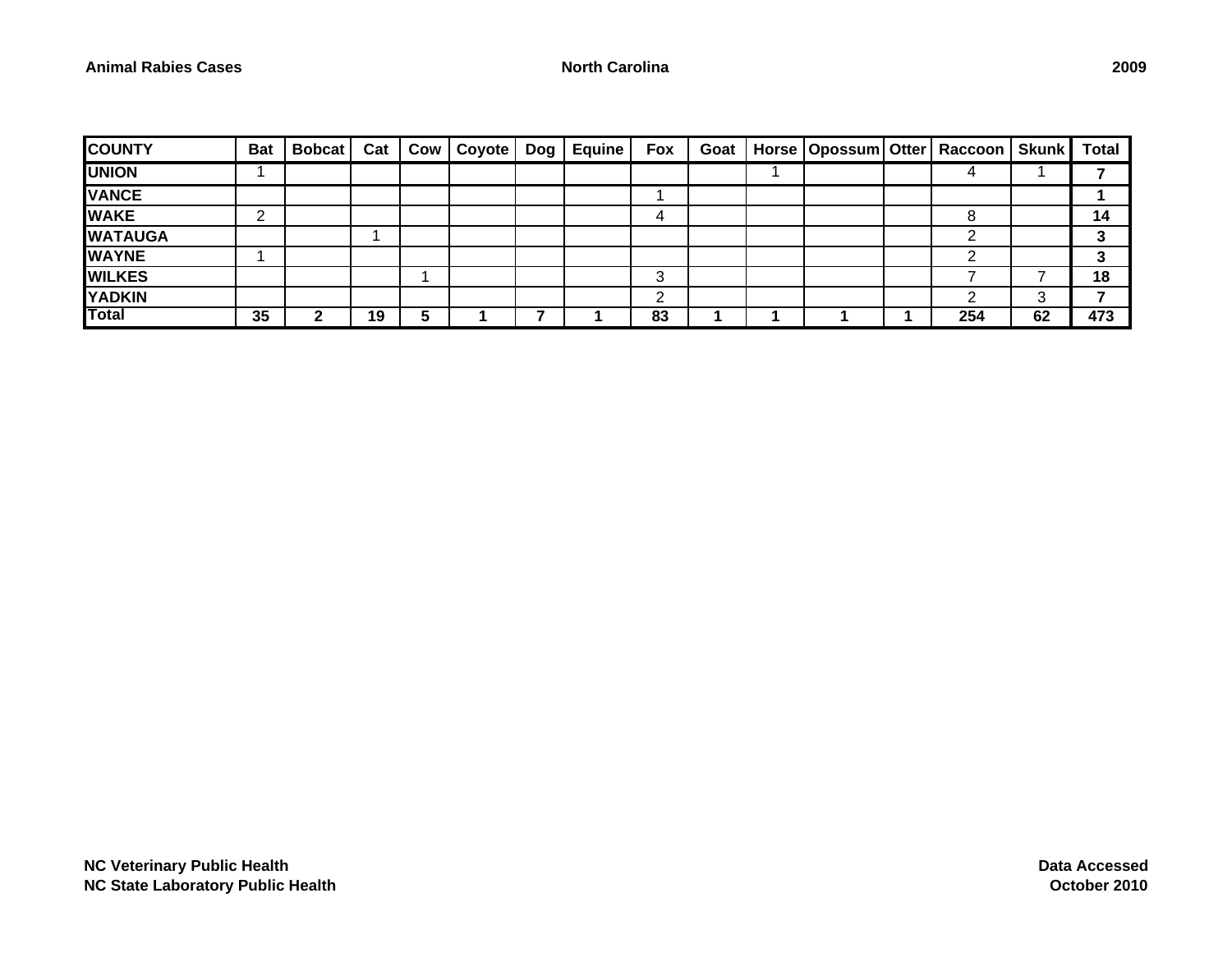| COUNTY | Bat | Bobcat | Cat | Cow | Coyote | Dog | Equine | Fox | Goat | Horse | Opossum | Otter | Raccoon | Skunk | Total |
|---|---|---|---|---|---|---|---|---|---|---|---|---|---|---|---|
| UNION | 1 | | | | | | | | | 1 | | | 4 | 1 | **7** |
| VANCE | | | | | | | | 1 | | | | | | | **1** |
| WAKE | 2 | | | | | | | 4 | | | | | 8 | | **14** |
| WATAUGA | | | 1 | | | | | | | | | | 2 | | **3** |
| WAYNE | 1 | | | | | | | | | | | | 2 | | **3** |
| WILKES | | | | 1 | | | | 3 | | | | | 7 | 7 | **18** |
| YADKIN | | | | | | | | 2 | | | | | 2 | 3 | **7** |
| **Total** | **35** | **2** | **19** | **5** | **1** | **7** | **1** | **83** | **1** | **1** | **1** | **1** | **254** | **62** | **473** |